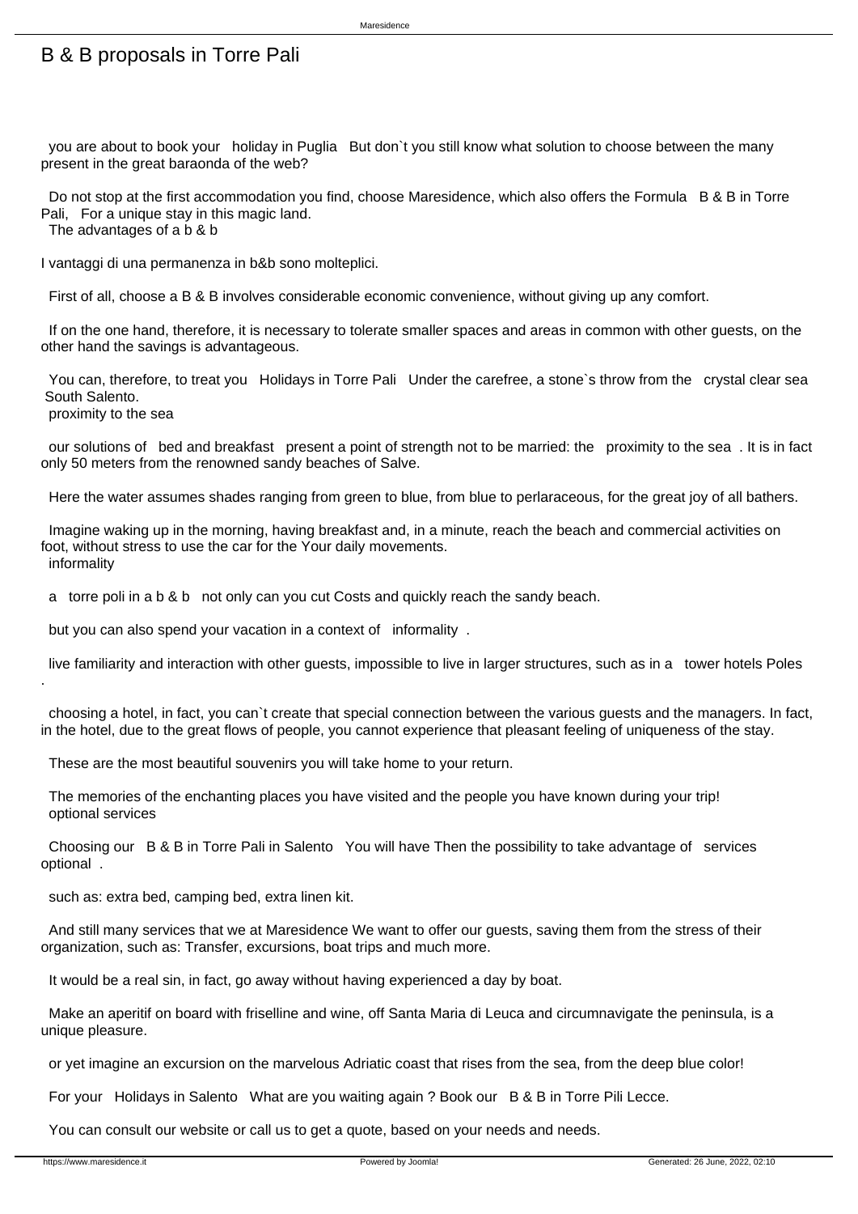# B & B proposals in Torre Pali

you are about to book your holiday in Puglia But don`t you still know what solution to choose between the many present in the great baraonda of the web?

Do not stop at the first accommodation you find, choose Maresidence, which also offers the Formula B & B in Torre Pali, For a unique stay in this magic land.

## The advantages of a b & b

I vantaggi di una permanenza in b&b sono molteplici.

First of all, choose a B & B involves considerable economic convenience, without giving up any comfort.

If on the one hand, therefore, it is necessary to tolerate smaller spaces and areas in common with other guests, on the other hand the savings is advantageous.

You can, therefore, to treat you Holidays in Torre Pali Under the carefree, a stone`s throw from the crystal clear sea South Salento.

## proximity to the sea

our solutions of bed and breakfast present a point of strength not to be married: the proximity to the sea . It is in fact only 50 meters from the renowned sandy beaches of Salve.

Here the water assumes shades ranging from green to blue, from blue to perlaraceous, for the great joy of all bathers.

Imagine waking up in the morning, having breakfast and, in a minute, reach the beach and commercial activities on foot, without stress to use the car for the Your daily movements.

## informality

a torre poli in a b & b not only can you cut Costs and quickly reach the sandy beach.

but you can also spend your vacation in a context of informality .

live familiarity and interaction with other guests, impossible to live in larger structures, such as in a tower hotels Poles .

choosing a hotel, in fact, you can`t create that special connection between the various guests and the managers. In fact, in the hotel, due to the great flows of people, you cannot experience that pleasant feeling of uniqueness of the stay.

These are the most beautiful souvenirs you will take home to your return.

The memories of the enchanting places you have visited and the people you have known during your trip!

## optional services

Choosing our B & B in Torre Pali in Salento You will have Then the possibility to take advantage of services optional .

such as: extra bed, camping bed, extra linen kit.

And still many services that we at Maresidence We want to offer our guests, saving them from the stress of their organization, such as: Transfer, excursions, boat trips and much more.

It would be a real sin, in fact, go away without having experienced a day by boat.

Make an aperitif on board with friselline and wine, off Santa Maria di Leuca and circumnavigate the peninsula, is a unique pleasure.

or yet imagine an excursion on the marvelous Adriatic coast that rises from the sea, from the deep blue color!

For your Holidays in Salento What are you waiting again ? Book our B & B in Torre Pili Lecce.

You can consult our website or call us to get a quote, based on your needs and needs.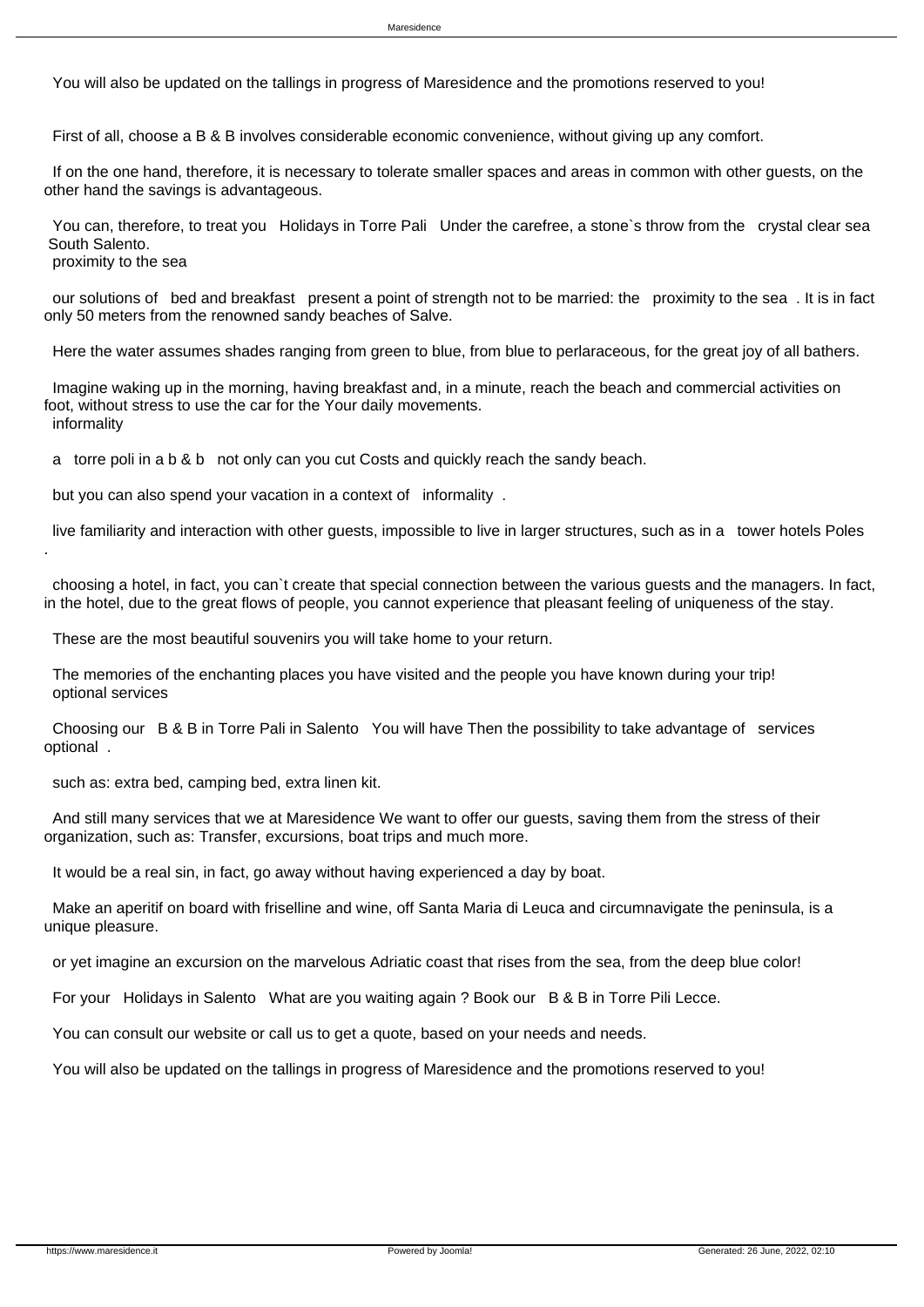You will also be updated on the tallings in progress of Maresidence and the promotions reserved to you!

First of all, choose a B & B involves considerable economic convenience, without giving up any comfort.

If on the one hand, therefore, it is necessary to tolerate smaller spaces and areas in common with other guests, on the other hand the savings is advantageous.

You can, therefore, to treat you Holidays in Torre Pali Under the carefree, a stone`s throw from the crystal clear sea South Salento.

## proximity to the sea

our solutions of bed and breakfast present a point of strength not to be married: the proximity to the sea . It is in fact only 50 meters from the renowned sandy beaches of Salve.

Here the water assumes shades ranging from green to blue, from blue to perlaraceous, for the great joy of all bathers.

Imagine waking up in the morning, having breakfast and, in a minute, reach the beach and commercial activities on foot, without stress to use the car for the Your daily movements.

## informality

a torre poli in a b & b not only can you cut Costs and quickly reach the sandy beach.

but you can also spend your vacation in a context of informality .

live familiarity and interaction with other guests, impossible to live in larger structures, such as in a tower hotels Poles .

choosing a hotel, in fact, you can`t create that special connection between the various guests and the managers. In fact, in the hotel, due to the great flows of people, you cannot experience that pleasant feeling of uniqueness of the stay.

These are the most beautiful souvenirs you will take home to your return.

The memories of the enchanting places you have visited and the people you have known during your trip!

## optional services

Choosing our B & B in Torre Pali in Salento You will have Then the possibility to take advantage of services optional .

such as: extra bed, camping bed, extra linen kit.

And still many services that we at Maresidence We want to offer our guests, saving them from the stress of their organization, such as: Transfer, excursions, boat trips and much more.

It would be a real sin, in fact, go away without having experienced a day by boat.

Make an aperitif on board with friselline and wine, off Santa Maria di Leuca and circumnavigate the peninsula, is a unique pleasure.

or yet imagine an excursion on the marvelous Adriatic coast that rises from the sea, from the deep blue color!

For your Holidays in Salento What are you waiting again ? Book our B & B in Torre Pili Lecce.

You can consult our website or call us to get a quote, based on your needs and needs.

You will also be updated on the tallings in progress of Maresidence and the promotions reserved to you!